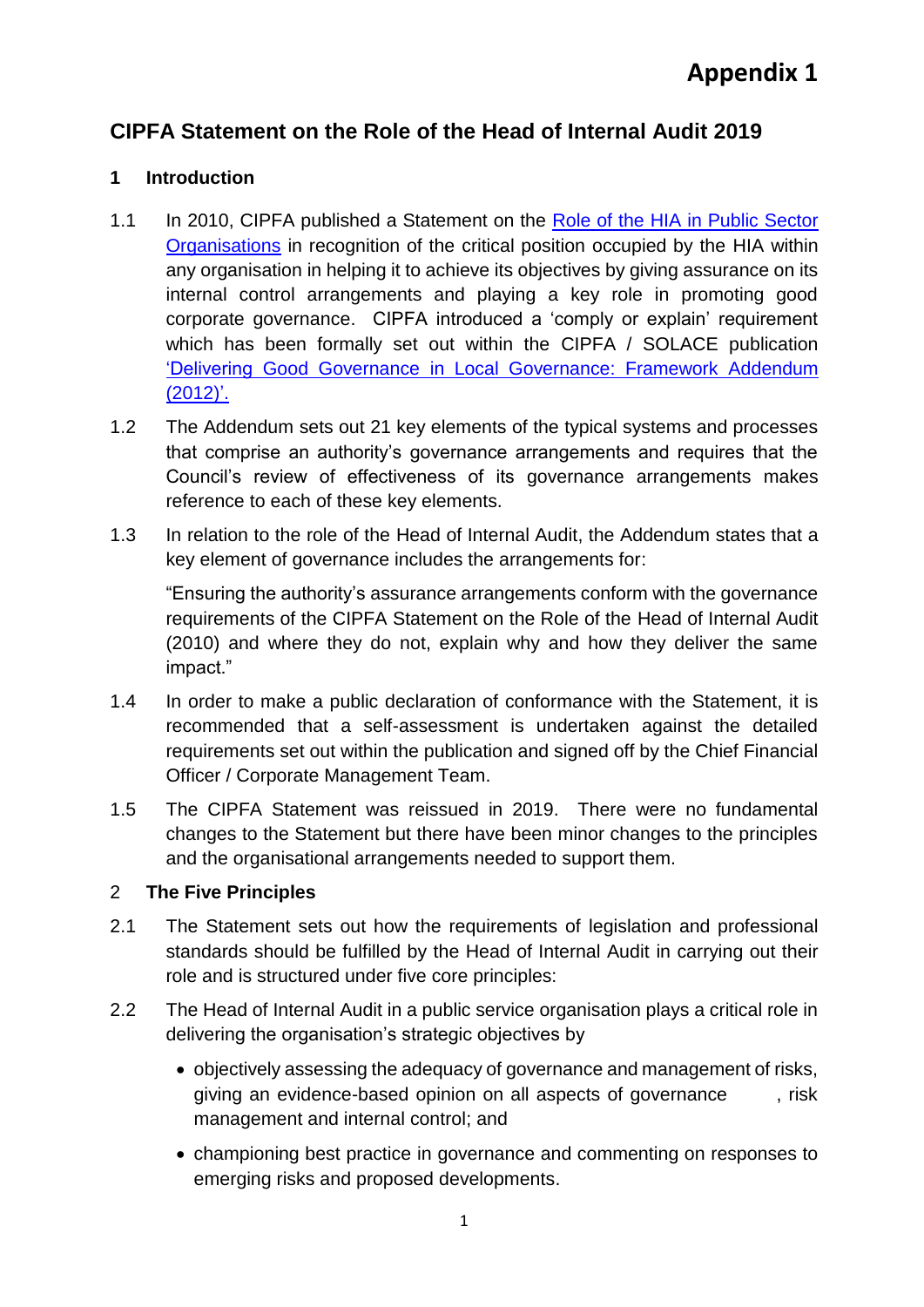# Appendix 1

## CIPFA Statement on the Role of the Head of Internal Audit 2019

### 1 Introduction

1.1 In 2010, CIPFA published a Statement on the Role of the HIA in Public Sector Organisations in recognition of the critical position occupied by the HIA within any organisation in helping it to achieve its objectives by giving assurance on its internal control arrangements and playing a key role in promoting good corporate governance. CIPFA introduced a 'comply or explain' requirement which has been formally set out within the CIPFA / SOLACE publication 'Delivering Good Governance in Local Governance: Framework Addendum (2012)'.

1.2 The Addendum sets out 21 key elements of the typical systems and processes that comprise an authority's governance arrangements and requires that the Council's review of effectiveness of its governance arrangements makes reference to each of these key elements.

1.3 In relation to the role of the Head of Internal Audit, the Addendum states that a key element of governance includes the arrangements for:

"Ensuring the authority's assurance arrangements conform with the governance requirements of the CIPFA Statement on the Role of the Head of Internal Audit (2010) and where they do not, explain why and how they deliver the same impact."

1.4 In order to make a public declaration of conformance with the Statement, it is recommended that a self-assessment is undertaken against the detailed requirements set out within the publication and signed off by the Chief Financial Officer / Corporate Management Team.

1.5 The CIPFA Statement was reissued in 2019. There were no fundamental changes to the Statement but there have been minor changes to the principles and the organisational arrangements needed to support them.

### 2 The Five Principles

2.1 The Statement sets out how the requirements of legislation and professional standards should be fulfilled by the Head of Internal Audit in carrying out their role and is structured under five core principles:

2.2 The Head of Internal Audit in a public service organisation plays a critical role in delivering the organisation's strategic objectives by

- objectively assessing the adequacy of governance and management of risks, giving an evidence-based opinion on all aspects of governance , risk management and internal control; and
- championing best practice in governance and commenting on responses to emerging risks and proposed developments.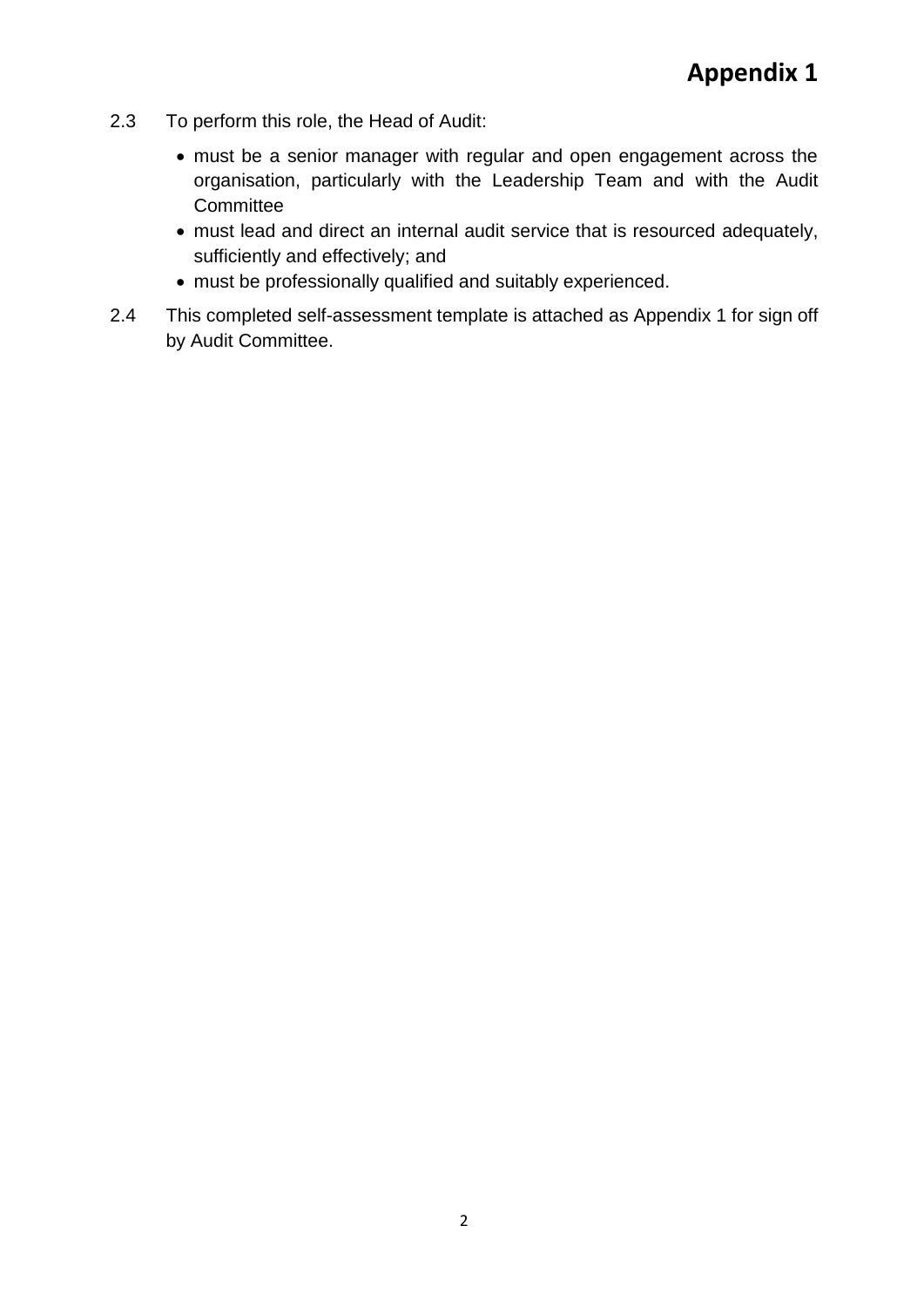2.3 To perform this role, the Head of Audit:

- must be a senior manager with regular and open engagement across the organisation, particularly with the Leadership Team and with the Audit Committee
- must lead and direct an internal audit service that is resourced adequately, sufficiently and effectively; and
- must be professionally qualified and suitably experienced.

2.4 This completed self-assessment template is attached as Appendix 1 for sign off by Audit Committee.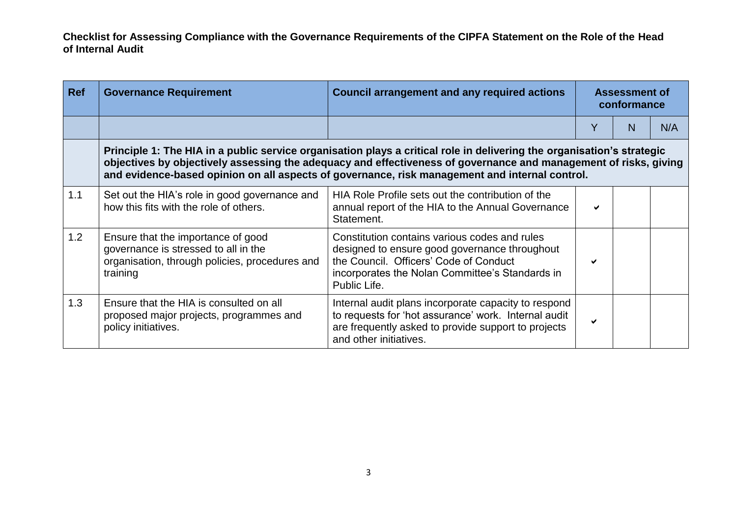**Checklist for Assessing Compliance with the Governance Requirements of the CIPFA Statement on the Role of the Head of Internal Audit**

| Ref | Governance Requirement | Council arrangement and any required actions | Assessment of conformance | | |
|---|---|---|---|---|---|
| | | | Y | N | N/A |
| | **Principle 1: The HIA in a public service organisation plays a critical role in delivering the organisation's strategic objectives by objectively assessing the adequacy and effectiveness of governance and management of risks, giving and evidence-based opinion on all aspects of governance, risk management and internal control.** | | | | |
| 1.1 | Set out the HIA's role in good governance and how this fits with the role of others. | HIA Role Profile sets out the contribution of the annual report of the HIA to the Annual Governance Statement. | ✔ | | |
| 1.2 | Ensure that the importance of good governance is stressed to all in the organisation, through policies, procedures and training | Constitution contains various codes and rules designed to ensure good governance throughout the Council. Officers' Code of Conduct incorporates the Nolan Committee's Standards in Public Life. | ✔ | | |
| 1.3 | Ensure that the HIA is consulted on all proposed major projects, programmes and policy initiatives. | Internal audit plans incorporate capacity to respond to requests for 'hot assurance' work. Internal audit are frequently asked to provide support to projects and other initiatives. | ✔ | | |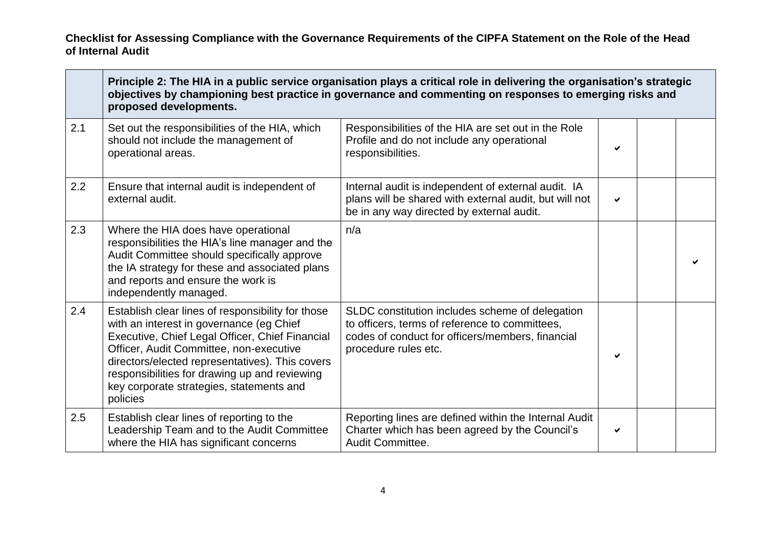**Checklist for Assessing Compliance with the Governance Requirements of the CIPFA Statement on the Role of the Head of Internal Audit**

| | **Principle 2: The HIA in a public service organisation plays a critical role in delivering the organisation's strategic objectives by championing best practice in governance and commenting on responses to emerging risks and proposed developments.** | | | | |
|---|---|---|---|---|---|
| 2.1 | Set out the responsibilities of the HIA, which should not include the management of operational areas. | Responsibilities of the HIA are set out in the Role Profile and do not include any operational responsibilities. | ✔ | | |
| 2.2 | Ensure that internal audit is independent of external audit. | Internal audit is independent of external audit. IA plans will be shared with external audit, but will not be in any way directed by external audit. | ✔ | | |
| 2.3 | Where the HIA does have operational responsibilities the HIA's line manager and the Audit Committee should specifically approve the IA strategy for these and associated plans and reports and ensure the work is independently managed. | n/a | | | ✔ |
| 2.4 | Establish clear lines of responsibility for those with an interest in governance (eg Chief Executive, Chief Legal Officer, Chief Financial Officer, Audit Committee, non-executive directors/elected representatives). This covers responsibilities for drawing up and reviewing key corporate strategies, statements and policies | SLDC constitution includes scheme of delegation to officers, terms of reference to committees, codes of conduct for officers/members, financial procedure rules etc. | ✔ | | |
| 2.5 | Establish clear lines of reporting to the Leadership Team and to the Audit Committee where the HIA has significant concerns | Reporting lines are defined within the Internal Audit Charter which has been agreed by the Council's Audit Committee. | ✔ | | |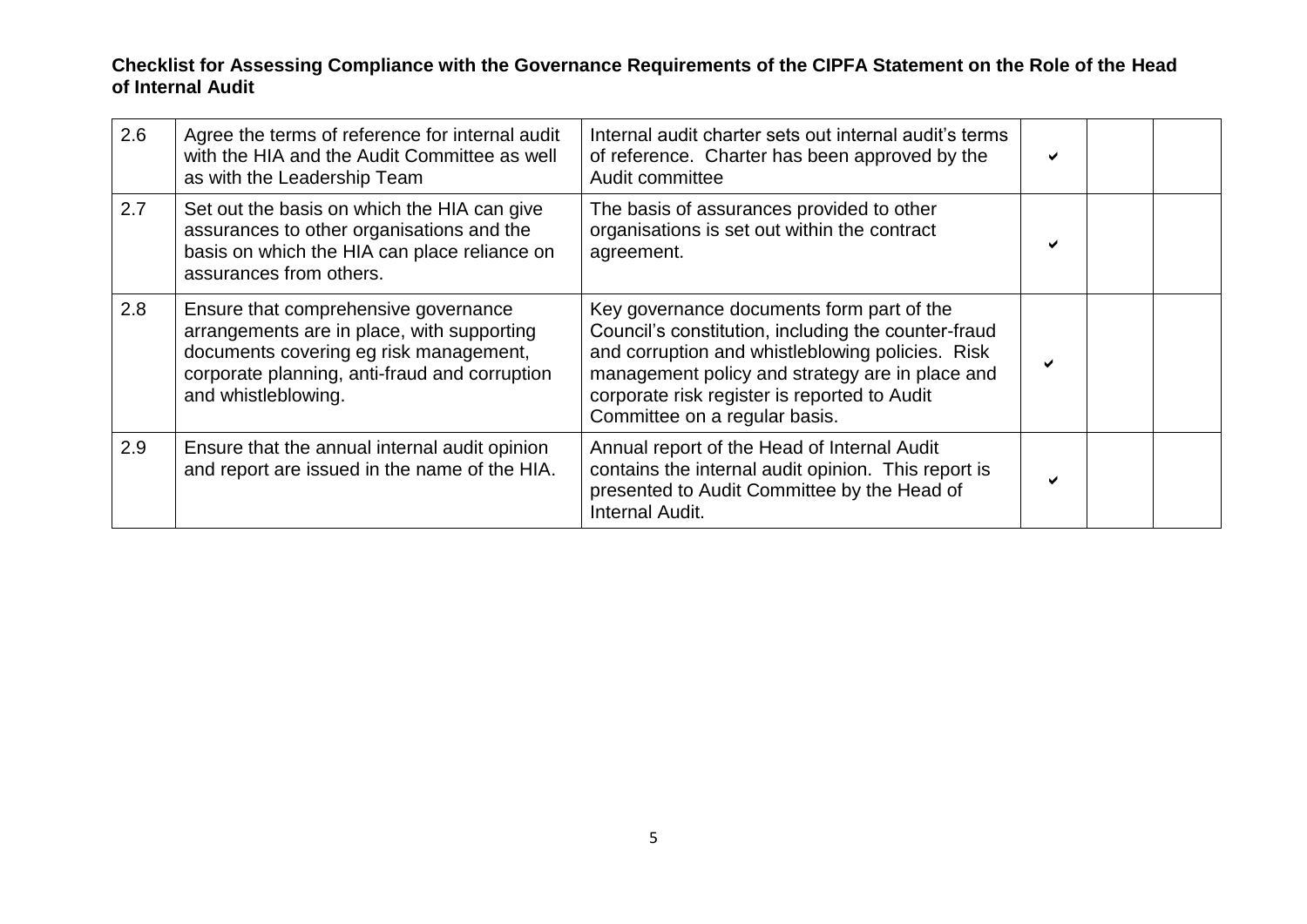**Checklist for Assessing Compliance with the Governance Requirements of the CIPFA Statement on the Role of the Head of Internal Audit**

| | | | | | |
|---|---|---|---|---|---|
| 2.6 | Agree the terms of reference for internal audit with the HIA and the Audit Committee as well as with the Leadership Team | Internal audit charter sets out internal audit's terms of reference. Charter has been approved by the Audit committee | ✔ | | |
| 2.7 | Set out the basis on which the HIA can give assurances to other organisations and the basis on which the HIA can place reliance on assurances from others. | The basis of assurances provided to other organisations is set out within the contract agreement. | ✔ | | |
| 2.8 | Ensure that comprehensive governance arrangements are in place, with supporting documents covering eg risk management, corporate planning, anti-fraud and corruption and whistleblowing. | Key governance documents form part of the Council's constitution, including the counter-fraud and corruption and whistleblowing policies. Risk management policy and strategy are in place and corporate risk register is reported to Audit Committee on a regular basis. | ✔ | | |
| 2.9 | Ensure that the annual internal audit opinion and report are issued in the name of the HIA. | Annual report of the Head of Internal Audit contains the internal audit opinion. This report is presented to Audit Committee by the Head of Internal Audit. | ✔ | | |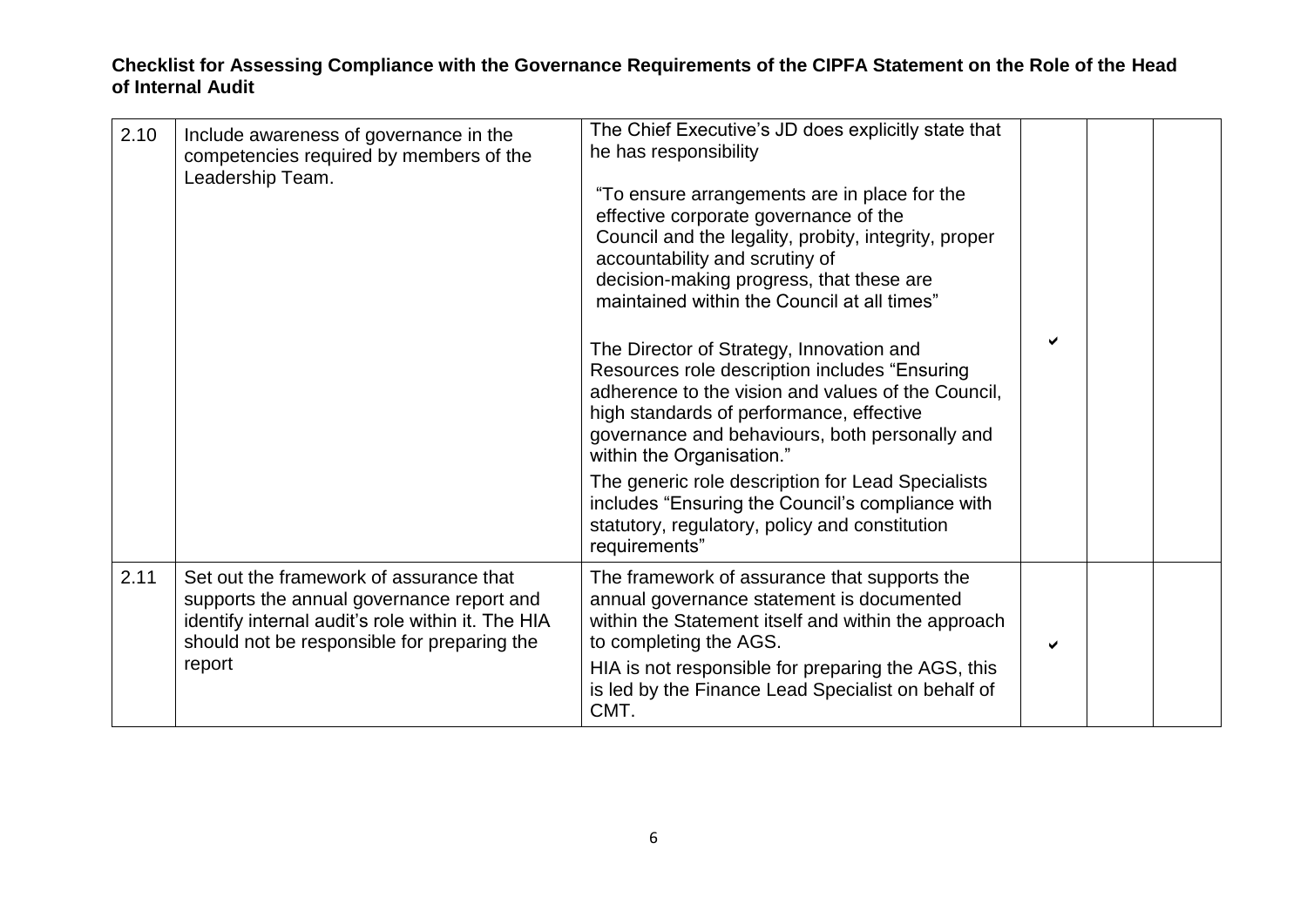**Checklist for Assessing Compliance with the Governance Requirements of the CIPFA Statement on the Role of the Head of Internal Audit**

| | | | | | |
|---|---|---|---|---|---|
| 2.10 | Include awareness of governance in the competencies required by members of the Leadership Team. | The Chief Executive's JD does explicitly state that he has responsibility<br><br>"To ensure arrangements are in place for the effective corporate governance of the Council and the legality, probity, integrity, proper accountability and scrutiny of decision-making progress, that these are maintained within the Council at all times"<br><br>The Director of Strategy, Innovation and Resources role description includes "Ensuring adherence to the vision and values of the Council, high standards of performance, effective governance and behaviours, both personally and within the Organisation."<br><br>The generic role description for Lead Specialists includes "Ensuring the Council's compliance with statutory, regulatory, policy and constitution requirements" | ✔ | | |
| 2.11 | Set out the framework of assurance that supports the annual governance report and identify internal audit's role within it. The HIA should not be responsible for preparing the report | The framework of assurance that supports the annual governance statement is documented within the Statement itself and within the approach to completing the AGS.<br><br>HIA is not responsible for preparing the AGS, this is led by the Finance Lead Specialist on behalf of CMT. | ✔ | | |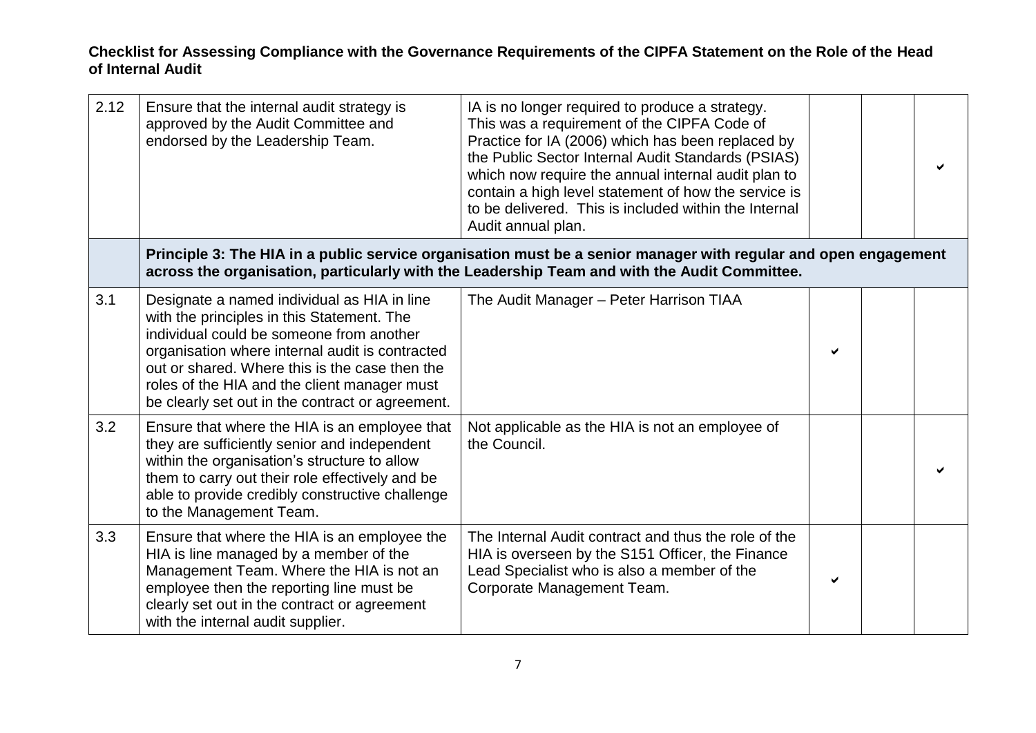**Checklist for Assessing Compliance with the Governance Requirements of the CIPFA Statement on the Role of the Head of Internal Audit**

| | | | | | |
|---|---|---|---|---|---|
| 2.12 | Ensure that the internal audit strategy is approved by the Audit Committee and endorsed by the Leadership Team. | IA is no longer required to produce a strategy. This was a requirement of the CIPFA Code of Practice for IA (2006) which has been replaced by the Public Sector Internal Audit Standards (PSIAS) which now require the annual internal audit plan to contain a high level statement of how the service is to be delivered. This is included within the Internal Audit annual plan. | | | ✔ |
| | **Principle 3: The HIA in a public service organisation must be a senior manager with regular and open engagement across the organisation, particularly with the Leadership Team and with the Audit Committee.** | | | | |
| 3.1 | Designate a named individual as HIA in line with the principles in this Statement. The individual could be someone from another organisation where internal audit is contracted out or shared. Where this is the case then the roles of the HIA and the client manager must be clearly set out in the contract or agreement. | The Audit Manager – Peter Harrison TIAA | ✔ | | |
| 3.2 | Ensure that where the HIA is an employee that they are sufficiently senior and independent within the organisation's structure to allow them to carry out their role effectively and be able to provide credibly constructive challenge to the Management Team. | Not applicable as the HIA is not an employee of the Council. | | | ✔ |
| 3.3 | Ensure that where the HIA is an employee the HIA is line managed by a member of the Management Team. Where the HIA is not an employee then the reporting line must be clearly set out in the contract or agreement with the internal audit supplier. | The Internal Audit contract and thus the role of the HIA is overseen by the S151 Officer, the Finance Lead Specialist who is also a member of the Corporate Management Team. | ✔ | | |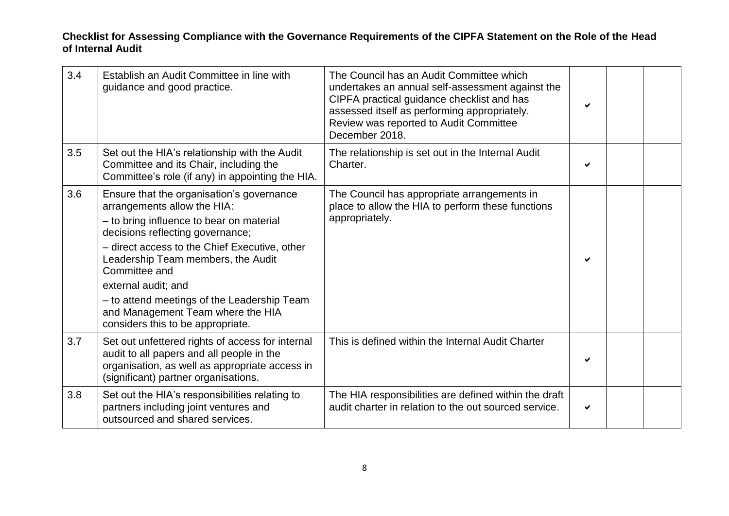**Checklist for Assessing Compliance with the Governance Requirements of the CIPFA Statement on the Role of the Head of Internal Audit**

| | | | | | |
|---|---|---|---|---|---|
| 3.4 | Establish an Audit Committee in line with guidance and good practice. | The Council has an Audit Committee which undertakes an annual self-assessment against the CIPFA practical guidance checklist and has assessed itself as performing appropriately. Review was reported to Audit Committee December 2018. | ✔ | | |
| 3.5 | Set out the HIA's relationship with the Audit Committee and its Chair, including the Committee's role (if any) in appointing the HIA. | The relationship is set out in the Internal Audit Charter. | ✔ | | |
| 3.6 | Ensure that the organisation's governance arrangements allow the HIA:<br>– to bring influence to bear on material decisions reflecting governance;<br>– direct access to the Chief Executive, other Leadership Team members, the Audit Committee and<br>external audit; and<br>– to attend meetings of the Leadership Team and Management Team where the HIA considers this to be appropriate. | The Council has appropriate arrangements in place to allow the HIA to perform these functions appropriately. | ✔ | | |
| 3.7 | Set out unfettered rights of access for internal audit to all papers and all people in the organisation, as well as appropriate access in (significant) partner organisations. | This is defined within the Internal Audit Charter | ✔ | | |
| 3.8 | Set out the HIA's responsibilities relating to partners including joint ventures and outsourced and shared services. | The HIA responsibilities are defined within the draft audit charter in relation to the out sourced service. | ✔ | | |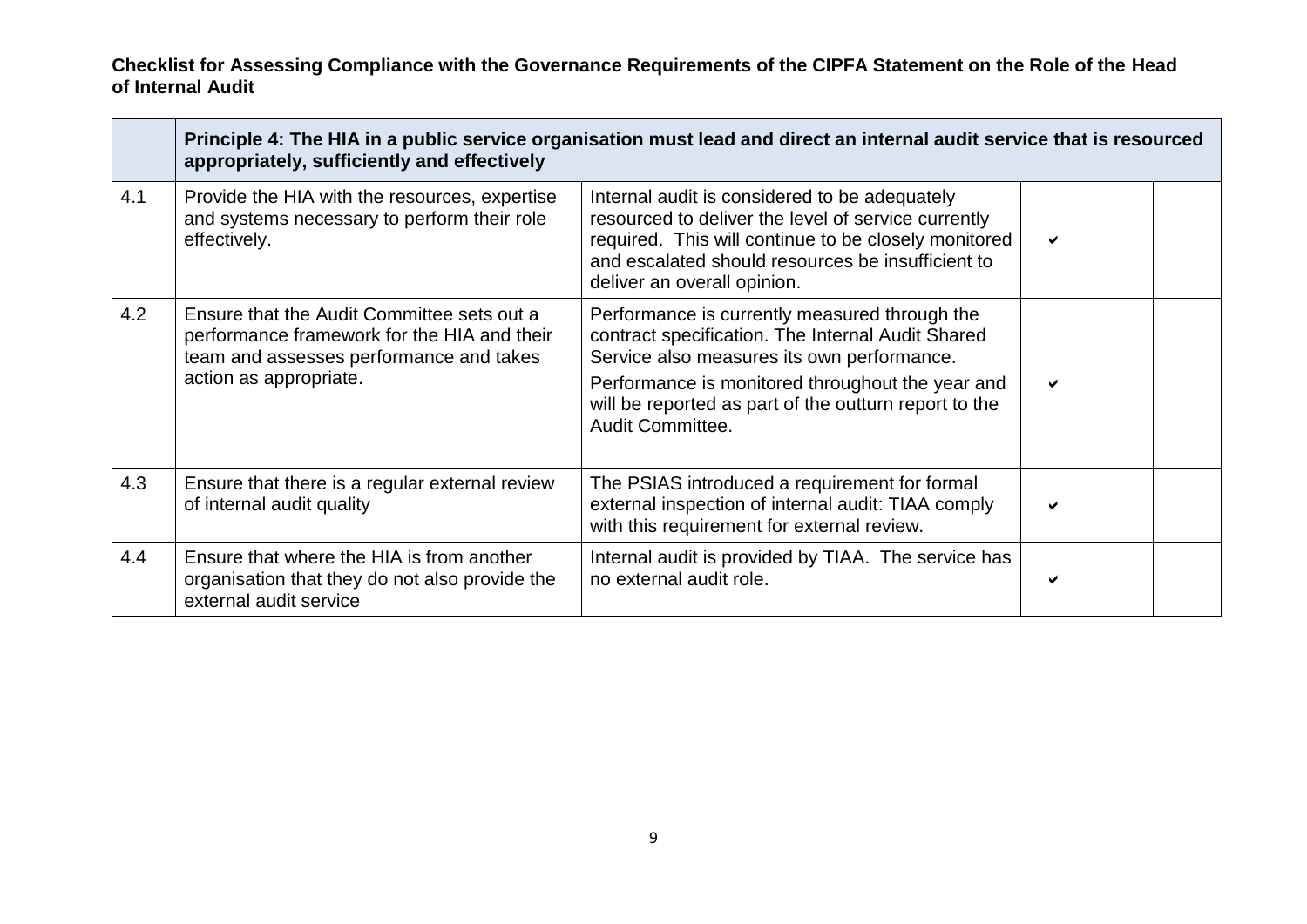**Checklist for Assessing Compliance with the Governance Requirements of the CIPFA Statement on the Role of the Head of Internal Audit**

| | **Principle 4: The HIA in a public service organisation must lead and direct an internal audit service that is resourced appropriately, sufficiently and effectively** | | | | |
|---|---|---|---|---|---|
| 4.1 | Provide the HIA with the resources, expertise and systems necessary to perform their role effectively. | Internal audit is considered to be adequately resourced to deliver the level of service currently required. This will continue to be closely monitored and escalated should resources be insufficient to deliver an overall opinion. | ✔ | | |
| 4.2 | Ensure that the Audit Committee sets out a performance framework for the HIA and their team and assesses performance and takes action as appropriate. | Performance is currently measured through the contract specification. The Internal Audit Shared Service also measures its own performance. Performance is monitored throughout the year and will be reported as part of the outturn report to the Audit Committee. | ✔ | | |
| 4.3 | Ensure that there is a regular external review of internal audit quality | The PSIAS introduced a requirement for formal external inspection of internal audit: TIAA comply with this requirement for external review. | ✔ | | |
| 4.4 | Ensure that where the HIA is from another organisation that they do not also provide the external audit service | Internal audit is provided by TIAA. The service has no external audit role. | ✔ | | |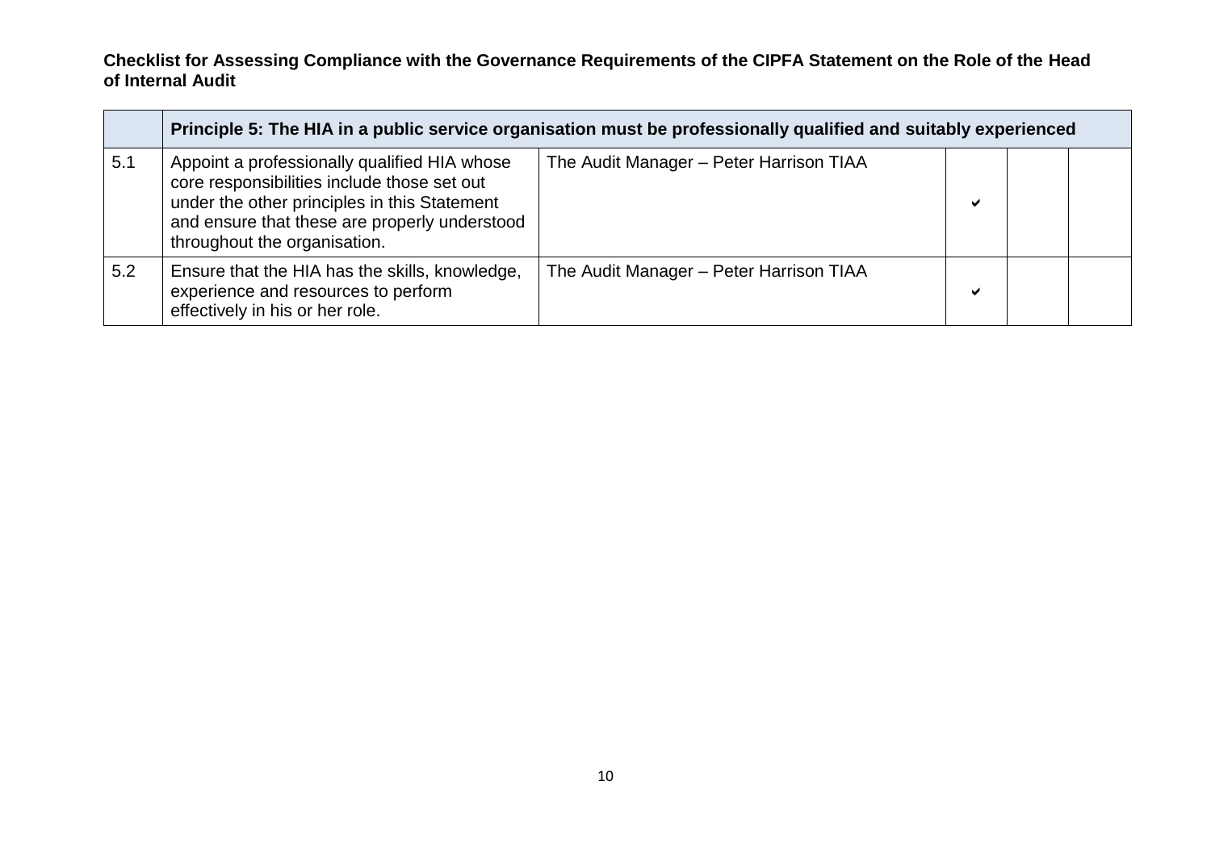**Checklist for Assessing Compliance with the Governance Requirements of the CIPFA Statement on the Role of the Head of Internal Audit**

| | Principle 5: The HIA in a public service organisation must be professionally qualified and suitably experienced | | | | |
|---|---|---|---|---|---|
| 5.1 | Appoint a professionally qualified HIA whose core responsibilities include those set out under the other principles in this Statement and ensure that these are properly understood throughout the organisation. | The Audit Manager – Peter Harrison TIAA | ✔ | | |
| 5.2 | Ensure that the HIA has the skills, knowledge, experience and resources to perform effectively in his or her role. | The Audit Manager – Peter Harrison TIAA | ✔ | | |